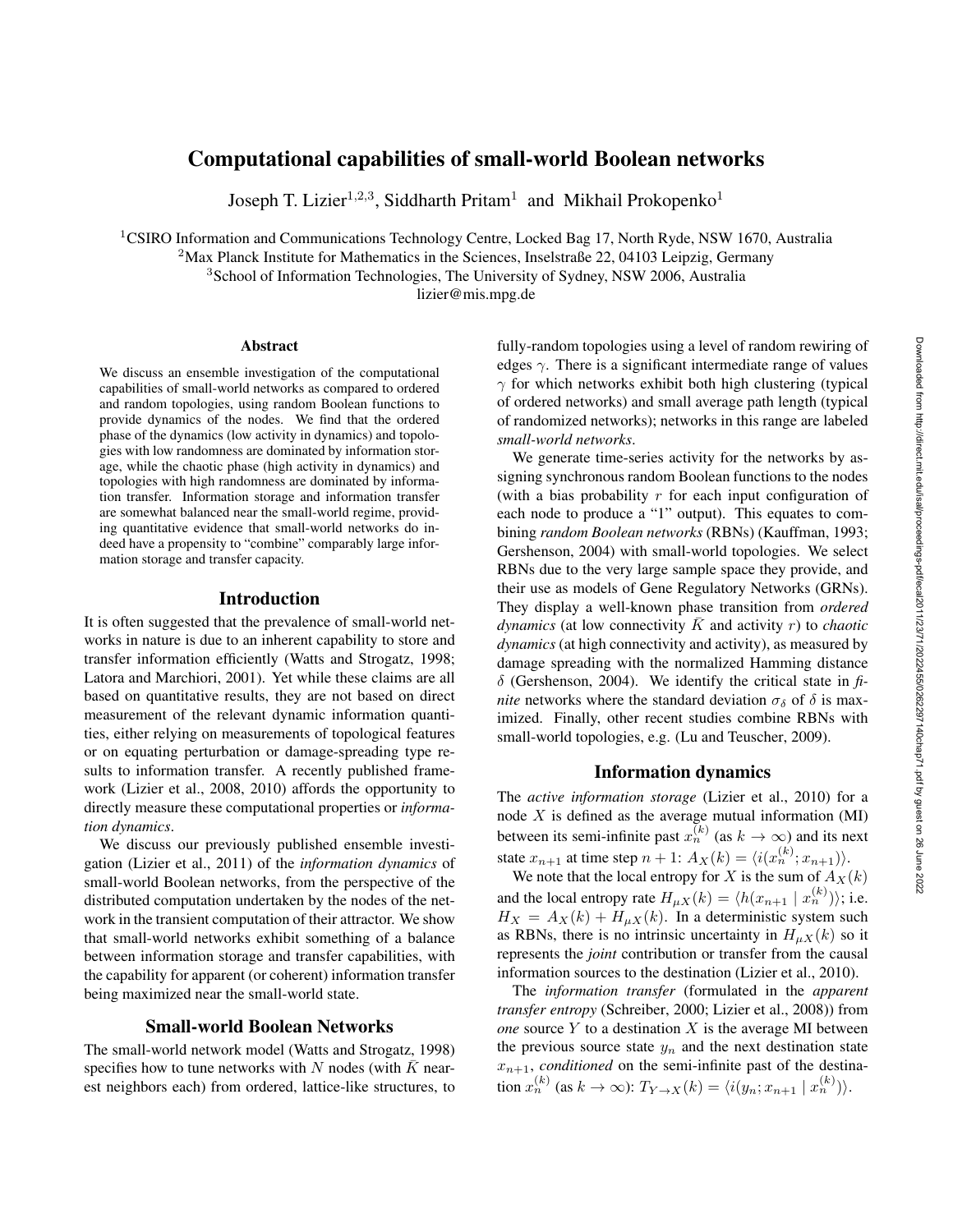# Computational capabilities of small-world Boolean networks

Joseph T. Lizier[1,2,3], Siddharth Pritam[1] and Mikhail Prokopenko[1]

[1]CSIRO Information and Communications Technology Centre, Locked Bag 17, North Ryde, NSW 1670, Australia
[2]Max Planck Institute for Mathematics in the Sciences, Inselstraße 22, 04103 Leipzig, Germany
[3]School of Information Technologies, The University of Sydney, NSW 2006, Australia
lizier@mis.mpg.de

### Abstract

We discuss an ensemble investigation of the computational capabilities of small-world networks as compared to ordered and random topologies, using random Boolean functions to provide dynamics of the nodes. We find that the ordered phase of the dynamics (low activity in dynamics) and topologies with low randomness are dominated by information storage, while the chaotic phase (high activity in dynamics) and topologies with high randomness are dominated by information transfer. Information storage and information transfer are somewhat balanced near the small-world regime, providing quantitative evidence that small-world networks do indeed have a propensity to "combine" comparably large information storage and transfer capacity.

## Introduction

It is often suggested that the prevalence of small-world networks in nature is due to an inherent capability to store and transfer information efficiently (Watts and Strogatz, 1998; Latora and Marchiori, 2001). Yet while these claims are all based on quantitative results, they are not based on direct measurement of the relevant dynamic information quantities, either relying on measurements of topological features or on equating perturbation or damage-spreading type results to information transfer. A recently published framework (Lizier et al., 2008, 2010) affords the opportunity to directly measure these computational properties or *information dynamics*.

We discuss our previously published ensemble investigation (Lizier et al., 2011) of the *information dynamics* of small-world Boolean networks, from the perspective of the distributed computation undertaken by the nodes of the network in the transient computation of their attractor. We show that small-world networks exhibit something of a balance between information storage and transfer capabilities, with the capability for apparent (or coherent) information transfer being maximized near the small-world state.

## Small-world Boolean Networks

The small-world network model (Watts and Strogatz, 1998) specifies how to tune networks with $N$ nodes (with $\bar{K}$ nearest neighbors each) from ordered, lattice-like structures, to fully-random topologies using a level of random rewiring of edges $\gamma$. There is a significant intermediate range of values $\gamma$ for which networks exhibit both high clustering (typical of ordered networks) and small average path length (typical of randomized networks); networks in this range are labeled *small-world networks*.

We generate time-series activity for the networks by assigning synchronous random Boolean functions to the nodes (with a bias probability $r$ for each input configuration of each node to produce a "1" output). This equates to combining *random Boolean networks* (RBNs) (Kauffman, 1993; Gershenson, 2004) with small-world topologies. We select RBNs due to the very large sample space they provide, and their use as models of Gene Regulatory Networks (GRNs). They display a well-known phase transition from *ordered dynamics* (at low connectivity $\bar{K}$ and activity $r$) to *chaotic dynamics* (at high connectivity and activity), as measured by damage spreading with the normalized Hamming distance $\delta$ (Gershenson, 2004). We identify the critical state in *finite* networks where the standard deviation $\sigma_\delta$ of $\delta$ is maximized. Finally, other recent studies combine RBNs with small-world topologies, e.g. (Lu and Teuscher, 2009).

## Information dynamics

The *active information storage* (Lizier et al., 2010) for a node $X$ is defined as the average mutual information (MI) between its semi-infinite past $x_n^{(k)}$ (as $k \to \infty$) and its next state $x_{n+1}$ at time step $n+1$: $A_X(k) = \langle i(x_n^{(k)}; x_{n+1}) \rangle$.

We note that the local entropy for $X$ is the sum of $A_X(k)$ and the local entropy rate $H_{\mu X}(k) = \langle h(x_{n+1} \mid x_n^{(k)}) \rangle$; i.e. $H_X = A_X(k) + H_{\mu X}(k)$. In a deterministic system such as RBNs, there is no intrinsic uncertainty in $H_{\mu X}(k)$ so it represents the *joint* contribution or transfer from the causal information sources to the destination (Lizier et al., 2010).

The *information transfer* (formulated in the *apparent transfer entropy* (Schreiber, 2000; Lizier et al., 2008)) from *one* source $Y$ to a destination $X$ is the average MI between the previous source state $y_n$ and the next destination state $x_{n+1}$, *conditioned* on the semi-infinite past of the destination $x_n^{(k)}$ (as $k \to \infty$): $T_{Y \to X}(k) = \langle i(y_n; x_{n+1} \mid x_n^{(k)}) \rangle$.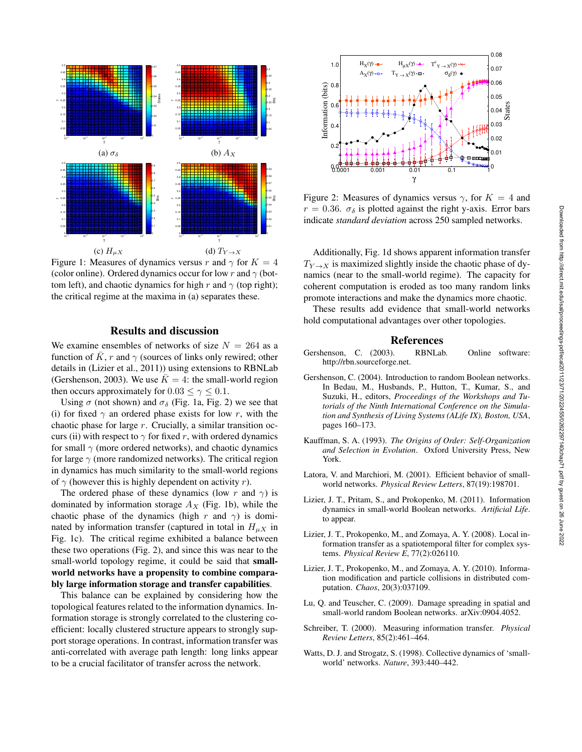(a) $\sigma_\delta$

(b) $A_X$

(c) $H_{\mu X}$

(d) $T_{Y \to X}$

Figure 1: Measures of dynamics versus $r$ and $\gamma$ for $K = 4$ (color online). Ordered dynamics occur for low $r$ and $\gamma$ (bottom left), and chaotic dynamics for high $r$ and $\gamma$ (top right); the critical regime at the maxima in (a) separates these.

## Results and discussion

We examine ensembles of networks of size $N = 264$ as a function of $\bar{K}$, $r$ and $\gamma$ (sources of links only rewired; other details in (Lizier et al., 2011)) using extensions to RBNLab (Gershenson, 2003). We use $\bar{K} = 4$: the small-world region then occurs approximately for $0.03 \leq \gamma \leq 0.1$.

Using $\sigma$ (not shown) and $\sigma_\delta$ (Fig. 1a, Fig. 2) we see that (i) for fixed $\gamma$ an ordered phase exists for low $r$, with the chaotic phase for large $r$. Crucially, a similar transition occurs (ii) with respect to $\gamma$ for fixed $r$, with ordered dynamics for small $\gamma$ (more ordered networks), and chaotic dynamics for large $\gamma$ (more randomized networks). The critical region in dynamics has much similarity to the small-world regions of $\gamma$ (however this is highly dependent on activity $r$).

The ordered phase of these dynamics (low $r$ and $\gamma$) is dominated by information storage $A_X$ (Fig. 1b), while the chaotic phase of the dynamics (high $r$ and $\gamma$) is dominated by information transfer (captured in total in $H_{\mu X}$ in Fig. 1c). The critical regime exhibited a balance between these two operations (Fig. 2), and since this was near to the small-world topology regime, it could be said that **small-world networks have a propensity to combine comparably large information storage and transfer capabilities**.

This balance can be explained by considering how the topological features related to the information dynamics. Information storage is strongly correlated to the clustering coefficient: locally clustered structure appears to strongly support storage operations. In contrast, information transfer was anti-correlated with average path length: long links appear to be a crucial facilitator of transfer across the network.

Figure 2: Measures of dynamics versus $\gamma$, for $K = 4$ and $r = 0.36$. $\sigma_\delta$ is plotted against the right y-axis. Error bars indicate *standard deviation* across 250 sampled networks.

Additionally, Fig. 1d shows apparent information transfer $T_{Y \to X}$ is maximized slightly inside the chaotic phase of dynamics (near to the small-world regime). The capacity for coherent computation is eroded as too many random links promote interactions and make the dynamics more chaotic.

These results add evidence that small-world networks hold computational advantages over other topologies.

## References

Gershenson, C. (2003). RBNLab. Online software: http://rbn.sourceforge.net.

Gershenson, C. (2004). Introduction to random Boolean networks. In Bedau, M., Husbands, P., Hutton, T., Kumar, S., and Suzuki, H., editors, *Proceedings of the Workshops and Tutorials of the Ninth International Conference on the Simulation and Synthesis of Living Systems (ALife IX), Boston, USA*, pages 160–173.

Kauffman, S. A. (1993). *The Origins of Order: Self-Organization and Selection in Evolution*. Oxford University Press, New York.

Latora, V. and Marchiori, M. (2001). Efficient behavior of small-world networks. *Physical Review Letters*, 87(19):198701.

Lizier, J. T., Pritam, S., and Prokopenko, M. (2011). Information dynamics in small-world Boolean networks. *Artificial Life*. to appear.

Lizier, J. T., Prokopenko, M., and Zomaya, A. Y. (2008). Local information transfer as a spatiotemporal filter for complex systems. *Physical Review E*, 77(2):026110.

Lizier, J. T., Prokopenko, M., and Zomaya, A. Y. (2010). Information modification and particle collisions in distributed computation. *Chaos*, 20(3):037109.

Lu, Q. and Teuscher, C. (2009). Damage spreading in spatial and small-world random Boolean networks. arXiv:0904.4052.

Schreiber, T. (2000). Measuring information transfer. *Physical Review Letters*, 85(2):461–464.

Watts, D. J. and Strogatz, S. (1998). Collective dynamics of 'small-world' networks. *Nature*, 393:440–442.